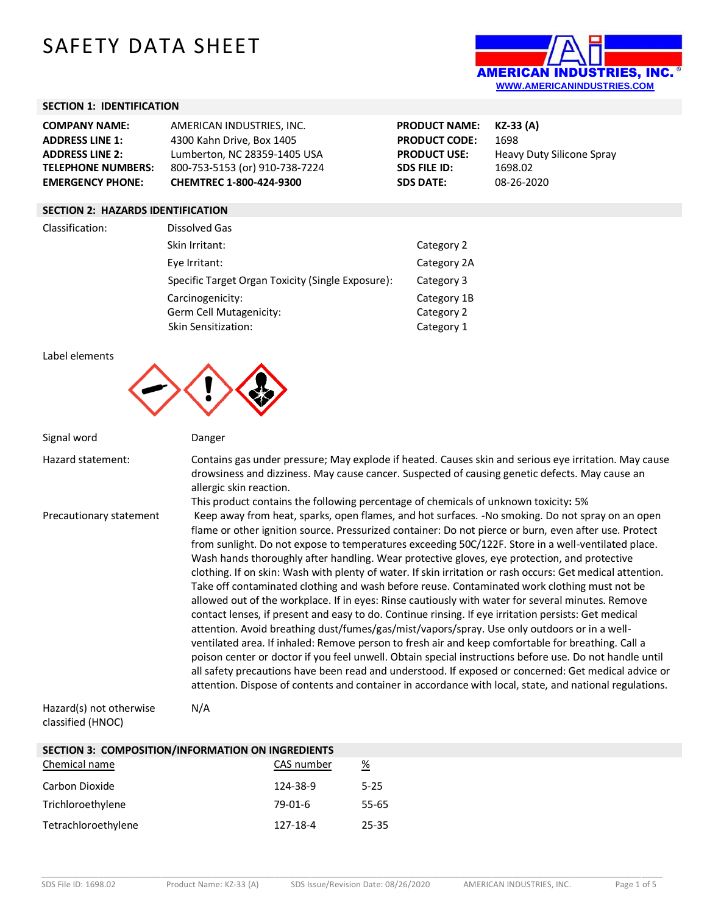# SAFETY DATA SHEET

AMERICAN INDUSTRIES, INC.
WWW.AMERICANINDUSTRIES.COM

## SECTION 1: IDENTIFICATION

| | | | |
|---|---|---|---|
| **COMPANY NAME:** | AMERICAN INDUSTRIES, INC. | **PRODUCT NAME:** | **KZ-33 (A)** |
| **ADDRESS LINE 1:** | 4300 Kahn Drive, Box 1405 | **PRODUCT CODE:** | 1698 |
| **ADDRESS LINE 2:** | Lumberton, NC 28359-1405 USA | **PRODUCT USE:** | Heavy Duty Silicone Spray |
| **TELEPHONE NUMBERS:** | 800-753-5153 (or) 910-738-7224 | **SDS FILE ID:** | 1698.02 |
| **EMERGENCY PHONE:** | **CHEMTREC 1-800-424-9300** | **SDS DATE:** | 08-26-2020 |

## SECTION 2: HAZARDS IDENTIFICATION

Classification:

| | |
|---|---|
| Dissolved Gas | |
| Skin Irritant: | Category 2 |
| Eye Irritant: | Category 2A |
| Specific Target Organ Toxicity (Single Exposure): | Category 3 |
| Carcinogenicity: | Category 1B |
| Germ Cell Mutagenicity: | Category 2 |
| Skin Sensitization: | Category 1 |

Label elements

Signal word: Danger

Hazard statement: Contains gas under pressure; May explode if heated. Causes skin and serious eye irritation. May cause drowsiness and dizziness. May cause cancer. Suspected of causing genetic defects. May cause an allergic skin reaction.
This product contains the following percentage of chemicals of unknown toxicity**:** 5%

Precautionary statement: Keep away from heat, sparks, open flames, and hot surfaces. -No smoking. Do not spray on an open flame or other ignition source. Pressurized container: Do not pierce or burn, even after use. Protect from sunlight. Do not expose to temperatures exceeding 50C/122F. Store in a well-ventilated place. Wash hands thoroughly after handling. Wear protective gloves, eye protection, and protective clothing. If on skin: Wash with plenty of water. If skin irritation or rash occurs: Get medical attention. Take off contaminated clothing and wash before reuse. Contaminated work clothing must not be allowed out of the workplace. If in eyes: Rinse cautiously with water for several minutes. Remove contact lenses, if present and easy to do. Continue rinsing. If eye irritation persists: Get medical attention. Avoid breathing dust/fumes/gas/mist/vapors/spray. Use only outdoors or in a well-ventilated area. If inhaled: Remove person to fresh air and keep comfortable for breathing. Call a poison center or doctor if you feel unwell. Obtain special instructions before use. Do not handle until all safety precautions have been read and understood. If exposed or concerned: Get medical advice or attention. Dispose of contents and container in accordance with local, state, and national regulations.

Hazard(s) not otherwise classified (HNOC): N/A

## SECTION 3: COMPOSITION/INFORMATION ON INGREDIENTS

| Chemical name | CAS number | % |
|---|---|---|
| Carbon Dioxide | 124-38-9 | 5-25 |
| Trichloroethylene | 79-01-6 | 55-65 |
| Tetrachloroethylene | 127-18-4 | 25-35 |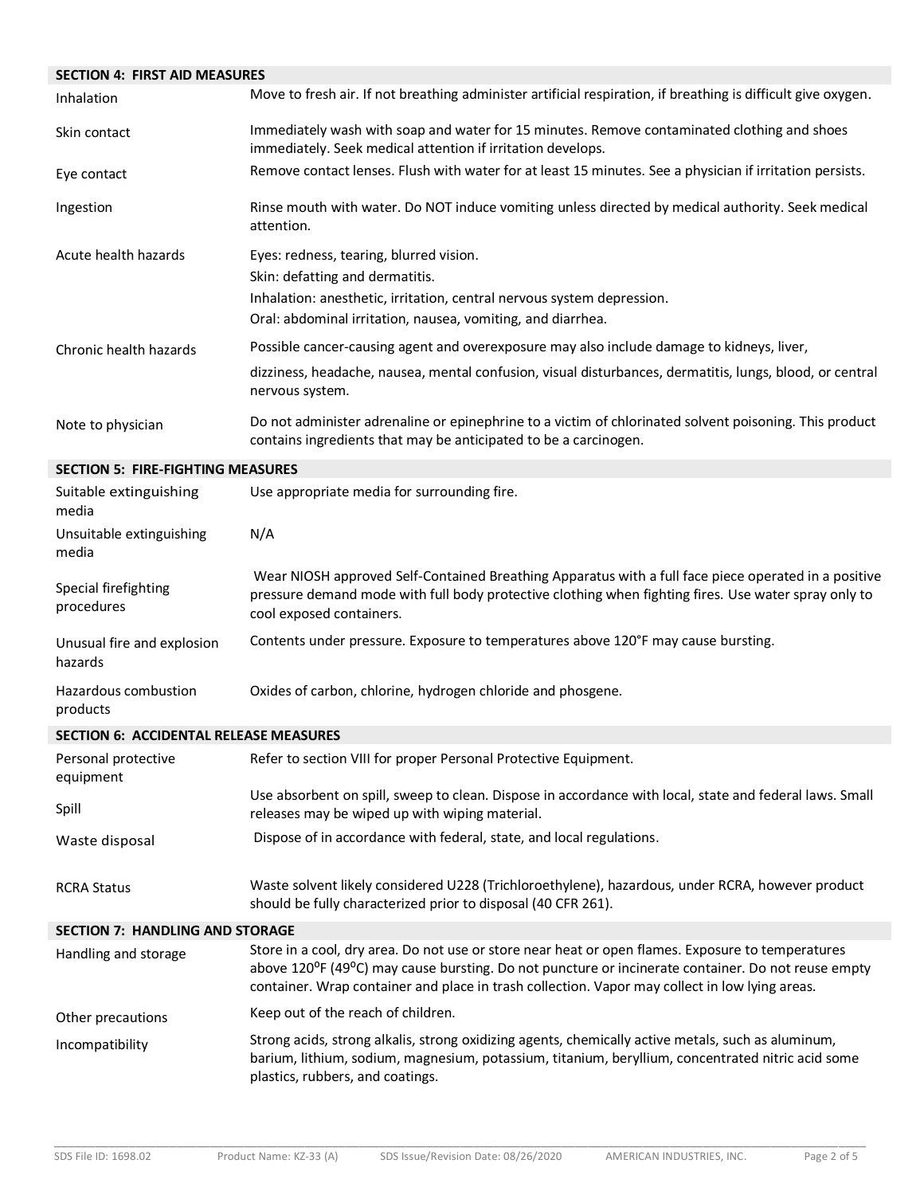## SECTION 4: FIRST AID MEASURES

| | |
|---|---|
| Inhalation | Move to fresh air. If not breathing administer artificial respiration, if breathing is difficult give oxygen. |
| Skin contact | Immediately wash with soap and water for 15 minutes. Remove contaminated clothing and shoes immediately. Seek medical attention if irritation develops. |
| Eye contact | Remove contact lenses. Flush with water for at least 15 minutes. See a physician if irritation persists. |
| Ingestion | Rinse mouth with water. Do NOT induce vomiting unless directed by medical authority. Seek medical attention. |
| Acute health hazards | Eyes: redness, tearing, blurred vision.<br>Skin: defatting and dermatitis.<br>Inhalation: anesthetic, irritation, central nervous system depression.<br>Oral: abdominal irritation, nausea, vomiting, and diarrhea. |
| Chronic health hazards | Possible cancer-causing agent and overexposure may also include damage to kidneys, liver,<br>dizziness, headache, nausea, mental confusion, visual disturbances, dermatitis, lungs, blood, or central nervous system. |
| Note to physician | Do not administer adrenaline or epinephrine to a victim of chlorinated solvent poisoning. This product contains ingredients that may be anticipated to be a carcinogen. |

## SECTION 5: FIRE-FIGHTING MEASURES

| | |
|---|---|
| Suitable extinguishing media | Use appropriate media for surrounding fire. |
| Unsuitable extinguishing media | N/A |
| Special firefighting procedures | Wear NIOSH approved Self-Contained Breathing Apparatus with a full face piece operated in a positive pressure demand mode with full body protective clothing when fighting fires. Use water spray only to cool exposed containers. |
| Unusual fire and explosion hazards | Contents under pressure. Exposure to temperatures above 120°F may cause bursting. |
| Hazardous combustion products | Oxides of carbon, chlorine, hydrogen chloride and phosgene. |

## SECTION 6: ACCIDENTAL RELEASE MEASURES

| | |
|---|---|
| Personal protective equipment | Refer to section VIII for proper Personal Protective Equipment. |
| Spill | Use absorbent on spill, sweep to clean. Dispose in accordance with local, state and federal laws. Small releases may be wiped up with wiping material. |
| Waste disposal | Dispose of in accordance with federal, state, and local regulations. |
| RCRA Status | Waste solvent likely considered U228 (Trichloroethylene), hazardous, under RCRA, however product should be fully characterized prior to disposal (40 CFR 261). |

## SECTION 7: HANDLING AND STORAGE

| | |
|---|---|
| Handling and storage | Store in a cool, dry area. Do not use or store near heat or open flames. Exposure to temperatures above 120°F (49°C) may cause bursting. Do not puncture or incinerate container. Do not reuse empty container. Wrap container and place in trash collection. Vapor may collect in low lying areas. |
| Other precautions | Keep out of the reach of children. |
| Incompatibility | Strong acids, strong alkalis, strong oxidizing agents, chemically active metals, such as aluminum, barium, lithium, sodium, magnesium, potassium, titanium, beryllium, concentrated nitric acid some plastics, rubbers, and coatings. |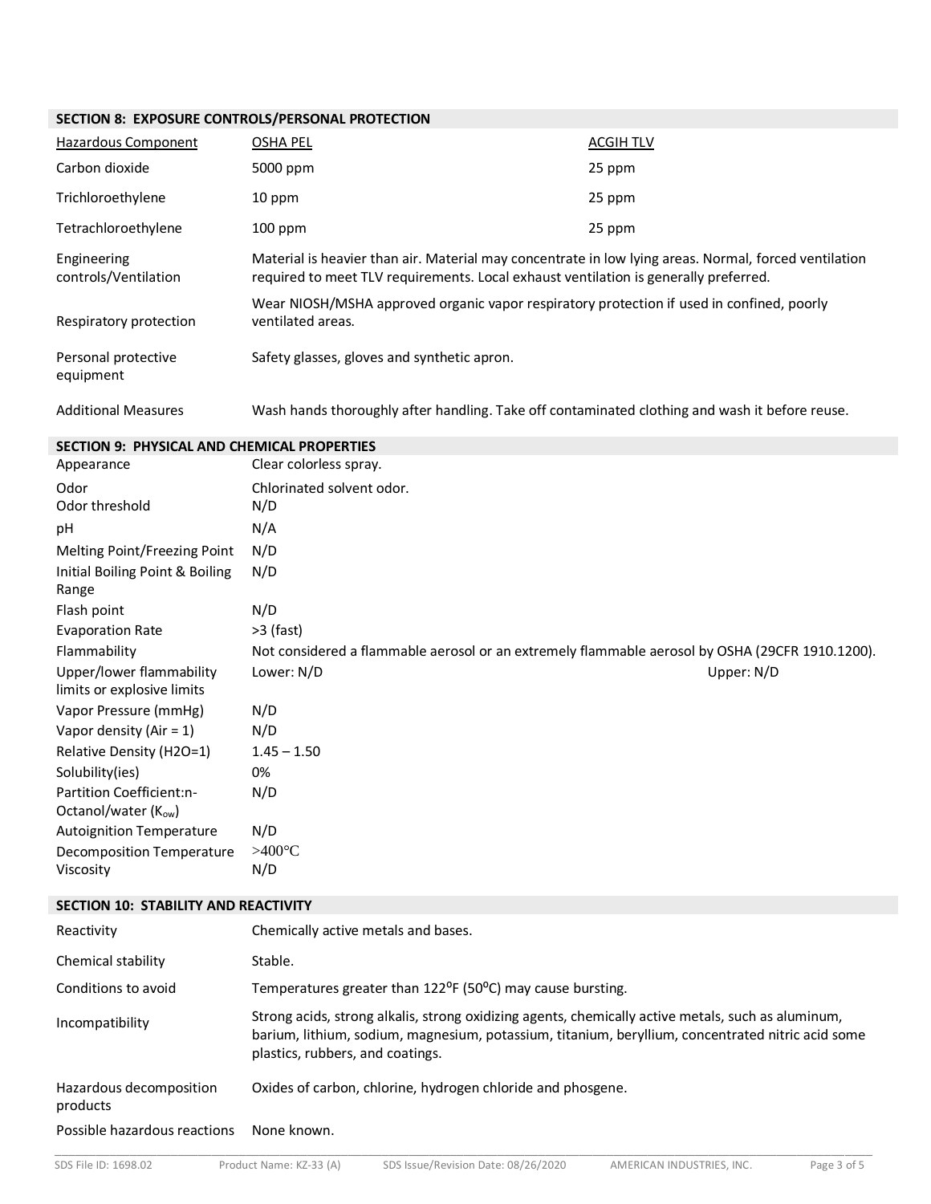## SECTION 8: EXPOSURE CONTROLS/PERSONAL PROTECTION

| Hazardous Component | OSHA PEL | ACGIH TLV |
|---|---|---|
| Carbon dioxide | 5000 ppm | 25 ppm |
| Trichloroethylene | 10 ppm | 25 ppm |
| Tetrachloroethylene | 100 ppm | 25 ppm |

| | |
|---|---|
| Engineering controls/Ventilation | Material is heavier than air. Material may concentrate in low lying areas. Normal, forced ventilation required to meet TLV requirements. Local exhaust ventilation is generally preferred. |
| Respiratory protection | Wear NIOSH/MSHA approved organic vapor respiratory protection if used in confined, poorly ventilated areas. |
| Personal protective equipment | Safety glasses, gloves and synthetic apron. |
| Additional Measures | Wash hands thoroughly after handling. Take off contaminated clothing and wash it before reuse. |

## SECTION 9: PHYSICAL AND CHEMICAL PROPERTIES

| | |
|---|---|
| Appearance | Clear colorless spray. |
| Odor | Chlorinated solvent odor. |
| Odor threshold | N/D |
| pH | N/A |
| Melting Point/Freezing Point | N/D |
| Initial Boiling Point & Boiling Range | N/D |
| Flash point | N/D |
| Evaporation Rate | >3 (fast) |
| Flammability | Not considered a flammable aerosol or an extremely flammable aerosol by OSHA (29CFR 1910.1200). |
| Upper/lower flammability limits or explosive limits | Lower: N/D Upper: N/D |
| Vapor Pressure (mmHg) | N/D |
| Vapor density (Air = 1) | N/D |
| Relative Density (H2O=1) | 1.45 – 1.50 |
| Solubility(ies) | 0% |
| Partition Coefficient:n-Octanol/water ($K_{ow}$) | N/D |
| Autoignition Temperature | N/D |
| Decomposition Temperature | >400°C |
| Viscosity | N/D |

## SECTION 10: STABILITY AND REACTIVITY

| | |
|---|---|
| Reactivity | Chemically active metals and bases. |
| Chemical stability | Stable. |
| Conditions to avoid | Temperatures greater than 122°F (50°C) may cause bursting. |
| Incompatibility | Strong acids, strong alkalis, strong oxidizing agents, chemically active metals, such as aluminum, barium, lithium, sodium, magnesium, potassium, titanium, beryllium, concentrated nitric acid some plastics, rubbers, and coatings. |
| Hazardous decomposition products | Oxides of carbon, chlorine, hydrogen chloride and phosgene. |
| Possible hazardous reactions | None known. |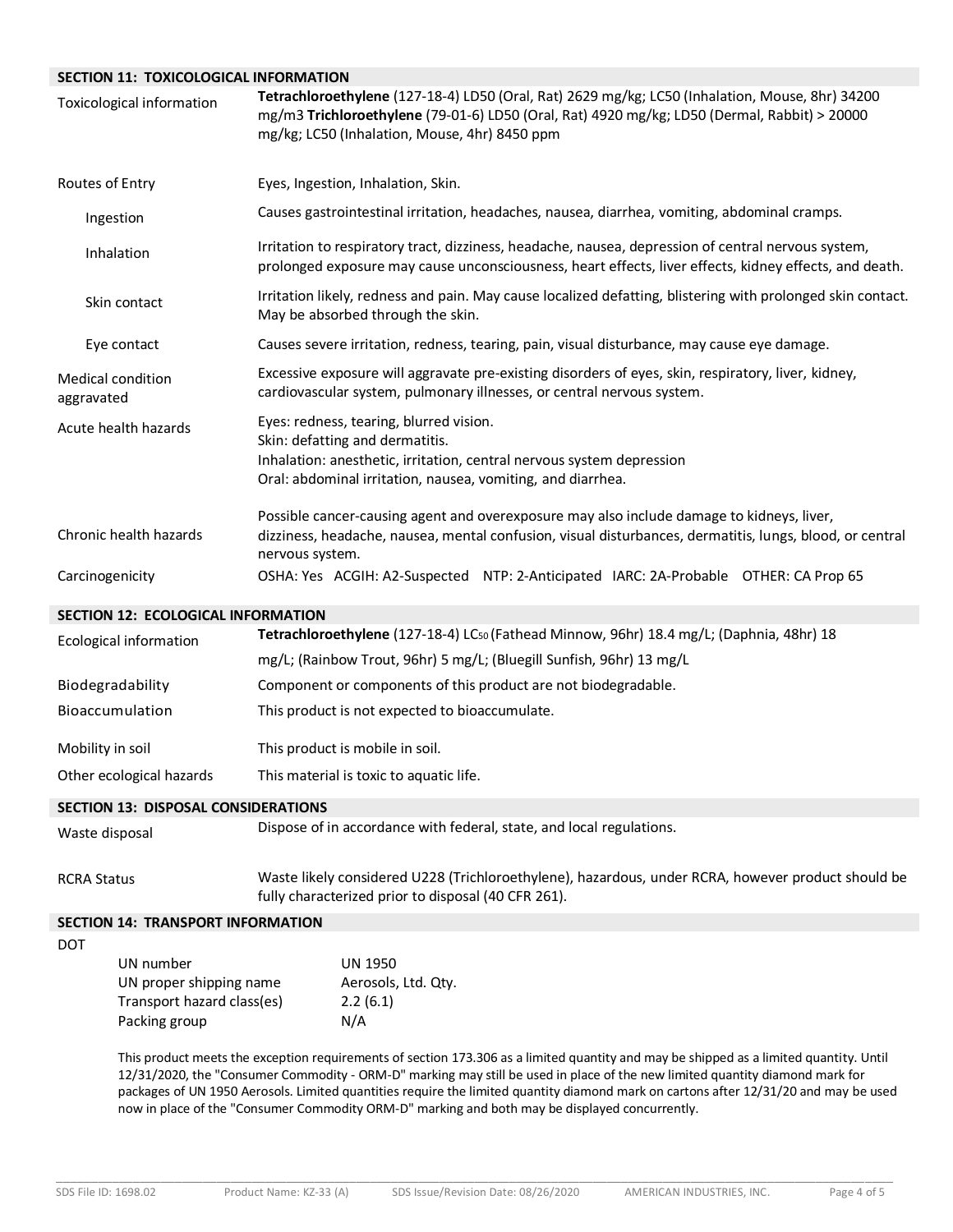## SECTION 11: TOXICOLOGICAL INFORMATION

| | |
|---|---|
| Toxicological information | **Tetrachloroethylene** (127-18-4) LD50 (Oral, Rat) 2629 mg/kg; LC50 (Inhalation, Mouse, 8hr) 34200 mg/m3 **Trichloroethylene** (79-01-6) LD50 (Oral, Rat) 4920 mg/kg; LD50 (Dermal, Rabbit) > 20000 mg/kg; LC50 (Inhalation, Mouse, 4hr) 8450 ppm |
| Routes of Entry | Eyes, Ingestion, Inhalation, Skin. |
| Ingestion | Causes gastrointestinal irritation, headaches, nausea, diarrhea, vomiting, abdominal cramps. |
| Inhalation | Irritation to respiratory tract, dizziness, headache, nausea, depression of central nervous system, prolonged exposure may cause unconsciousness, heart effects, liver effects, kidney effects, and death. |
| Skin contact | Irritation likely, redness and pain. May cause localized defatting, blistering with prolonged skin contact. May be absorbed through the skin. |
| Eye contact | Causes severe irritation, redness, tearing, pain, visual disturbance, may cause eye damage. |
| Medical condition aggravated | Excessive exposure will aggravate pre-existing disorders of eyes, skin, respiratory, liver, kidney, cardiovascular system, pulmonary illnesses, or central nervous system. |
| Acute health hazards | Eyes: redness, tearing, blurred vision.<br>Skin: defatting and dermatitis.<br>Inhalation: anesthetic, irritation, central nervous system depression<br>Oral: abdominal irritation, nausea, vomiting, and diarrhea. |
| Chronic health hazards | Possible cancer-causing agent and overexposure may also include damage to kidneys, liver, dizziness, headache, nausea, mental confusion, visual disturbances, dermatitis, lungs, blood, or central nervous system. |
| Carcinogenicity | OSHA: Yes ACGIH: A2-Suspected NTP: 2-Anticipated IARC: 2A-Probable OTHER: CA Prop 65 |

## SECTION 12: ECOLOGICAL INFORMATION

| | |
|---|---|
| Ecological information | **Tetrachloroethylene** (127-18-4) $LC_{50}$ (Fathead Minnow, 96hr) 18.4 mg/L; (Daphnia, 48hr) 18 mg/L; (Rainbow Trout, 96hr) 5 mg/L; (Bluegill Sunfish, 96hr) 13 mg/L |
| Biodegradability | Component or components of this product are not biodegradable. |
| Bioaccumulation | This product is not expected to bioaccumulate. |
| Mobility in soil | This product is mobile in soil. |
| Other ecological hazards | This material is toxic to aquatic life. |

## SECTION 13: DISPOSAL CONSIDERATIONS

| | |
|---|---|
| Waste disposal | Dispose of in accordance with federal, state, and local regulations. |
| RCRA Status | Waste likely considered U228 (Trichloroethylene), hazardous, under RCRA, however product should be fully characterized prior to disposal (40 CFR 261). |

## SECTION 14: TRANSPORT INFORMATION

DOT

| | |
|---|---|
| UN number | UN 1950 |
| UN proper shipping name | Aerosols, Ltd. Qty. |
| Transport hazard class(es) | 2.2 (6.1) |
| Packing group | N/A |

This product meets the exception requirements of section 173.306 as a limited quantity and may be shipped as a limited quantity. Until 12/31/2020, the "Consumer Commodity - ORM-D" marking may still be used in place of the new limited quantity diamond mark for packages of UN 1950 Aerosols. Limited quantities require the limited quantity diamond mark on cartons after 12/31/20 and may be used now in place of the "Consumer Commodity ORM-D" marking and both may be displayed concurrently.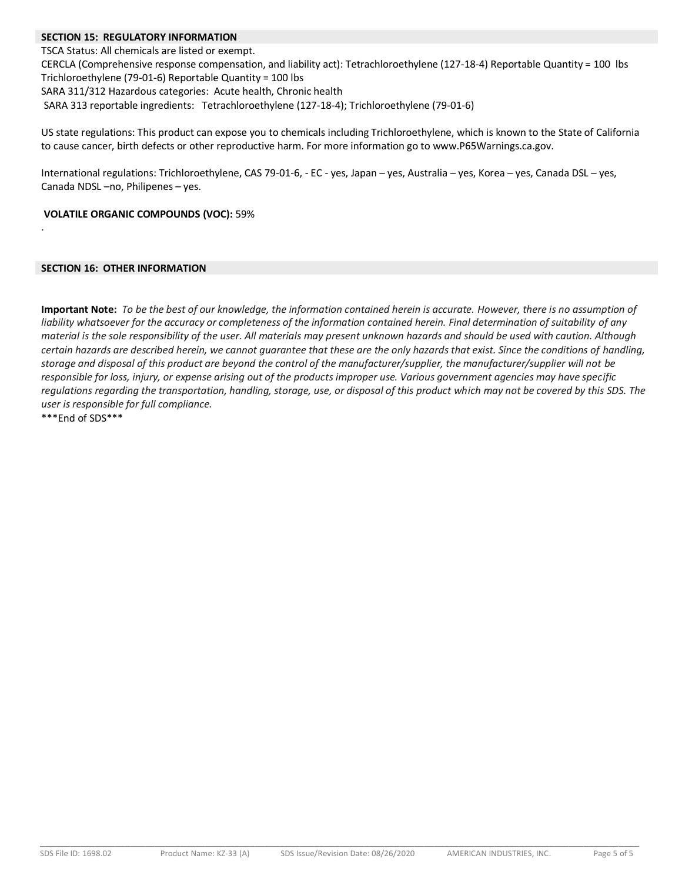## SECTION 15: REGULATORY INFORMATION

TSCA Status: All chemicals are listed or exempt.

CERCLA (Comprehensive response compensation, and liability act): Tetrachloroethylene (127-18-4) Reportable Quantity = 100 lbs Trichloroethylene (79-01-6) Reportable Quantity = 100 lbs

SARA 311/312 Hazardous categories: Acute health, Chronic health

SARA 313 reportable ingredients: Tetrachloroethylene (127-18-4); Trichloroethylene (79-01-6)

US state regulations: This product can expose you to chemicals including Trichloroethylene, which is known to the State of California to cause cancer, birth defects or other reproductive harm. For more information go to www.P65Warnings.ca.gov.

International regulations: Trichloroethylene, CAS 79-01-6, - EC - yes, Japan – yes, Australia – yes, Korea – yes, Canada DSL – yes, Canada NDSL –no, Philipenes – yes.

**VOLATILE ORGANIC COMPOUNDS (VOC):** 59%

.

## SECTION 16: OTHER INFORMATION

**Important Note:** *To be the best of our knowledge, the information contained herein is accurate. However, there is no assumption of liability whatsoever for the accuracy or completeness of the information contained herein. Final determination of suitability of any material is the sole responsibility of the user. All materials may present unknown hazards and should be used with caution. Although certain hazards are described herein, we cannot guarantee that these are the only hazards that exist. Since the conditions of handling, storage and disposal of this product are beyond the control of the manufacturer/supplier, the manufacturer/supplier will not be responsible for loss, injury, or expense arising out of the products improper use. Various government agencies may have specific regulations regarding the transportation, handling, storage, use, or disposal of this product which may not be covered by this SDS. The user is responsible for full compliance.*

***End of SDS***